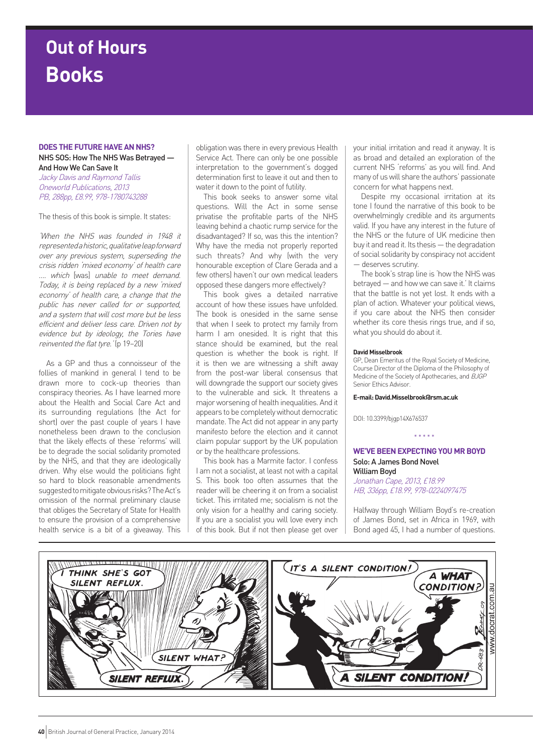# Out of Hours
# Books

### DOES THE FUTURE HAVE AN NHS?

**NHS SOS: How The NHS Was Betrayed — And How We Can Save It**
*Jacky Davis and Raymond Tallis*
*Oneworld Publications, 2013*
*PB, 288pp, £8.99, 978-1780743288*

The thesis of this book is simple. It states:

*'When the NHS was founded in 1948 it represented a historic, qualitative leap forward over any previous system, superseding the crisis ridden 'mixed economy' of health care .... which* [was] *unable to meet demand. Today, it is being replaced by a new 'mixed economy' of health care, a change that the public has never called for or supported, and a system that will cost more but be less efficient and deliver less care. Driven not by evidence but by ideology, the Tories have reinvented the flat tyre.'* (p 19–20)

As a GP and thus a connoisseur of the follies of mankind in general I tend to be drawn more to cock-up theories than conspiracy theories. As I have learned more about the Health and Social Care Act and its surrounding regulations (the Act for short) over the past couple of years I have nonetheless been drawn to the conclusion that the likely effects of these 'reforms' will be to degrade the social solidarity promoted by the NHS, and that they are ideologically driven. Why else would the politicians fight so hard to block reasonable amendments suggested to mitigate obvious risks? The Act's omission of the normal preliminary clause that obliges the Secretary of State for Health to ensure the provision of a comprehensive health service is a bit of a giveaway. This obligation was there in every previous Health Service Act. There can only be one possible interpretation to the government's dogged determination first to leave it out and then to water it down to the point of futility.

This book seeks to answer some vital questions. Will the Act in some sense privatise the profitable parts of the NHS leaving behind a chaotic rump service for the disadvantaged? If so, was this the intention? Why have the media not properly reported such threats? And why (with the very honourable exception of Clare Gerada and a few others) haven't our own medical leaders opposed these dangers more effectively?

This book gives a detailed narrative account of how these issues have unfolded. The book is onesided in the same sense that when I seek to protect my family from harm I am onesided. It is right that this stance should be examined, but the real question is whether the book is right. If it is then we are witnessing a shift away from the post-war liberal consensus that will downgrade the support our society gives to the vulnerable and sick. It threatens a major worsening of health inequalities. And it appears to be completely without democratic mandate. The Act did not appear in any party manifesto before the election and it cannot claim popular support by the UK population or by the healthcare professions.

This book has a Marmite factor. I confess I am not a socialist, at least not with a capital S. This book too often assumes that the reader will be cheering it on from a socialist ticket. This irritated me; socialism is not the only vision for a healthy and caring society. If you are a socialist you will love every inch of this book. But if not then please get over your initial irritation and read it anyway. It is as broad and detailed an exploration of the current NHS 'reforms' as you will find. And many of us will share the authors' passionate concern for what happens next.

Despite my occasional irritation at its tone I found the narrative of this book to be overwhelmingly credible and its arguments valid. If you have any interest in the future of the NHS or the future of UK medicine then buy it and read it. Its thesis — the degradation of social solidarity by conspiracy not accident — deserves scrutiny.

The book's strap line is 'how the NHS was betrayed — and how we can save it.' It claims that the battle is not yet lost. It ends with a plan of action. Whatever your political views, if you care about the NHS then consider whether its core thesis rings true, and if so, what you should do about it.

**David Misselbrook**
GP, Dean Emeritus of the Royal Society of Medicine, Course Director of the Diploma of the Philosophy of Medicine of the Society of Apothecaries, and *BJGP* Senior Ethics Advisor.

**E-mail: David.Misselbrook@rsm.ac.uk**

DOI: 10.3399/bjgp14X676537

\* \* \* \* \*

### WE'VE BEEN EXPECTING YOU MR BOYD

**Solo: A James Bond Novel**
**William Boyd**
*Jonathan Cape, 2013, £18.99*
*HB, 336pp, £18.99, 978-0224097475*

Halfway through William Boyd's re-creation of James Bond, set in Africa in 1969, with Bond aged 45, I had a number of questions.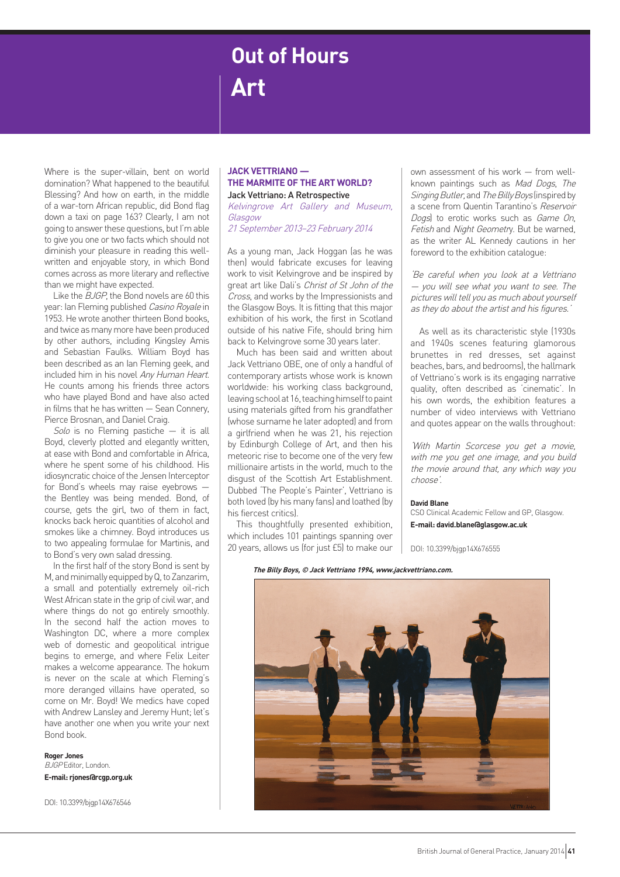# Out of Hours

## Art

Where is the super-villain, bent on world domination? What happened to the beautiful Blessing? And how on earth, in the middle of a war-torn African republic, did Bond flag down a taxi on page 163? Clearly, I am not going to answer these questions, but I'm able to give you one or two facts which should not diminish your pleasure in reading this well-written and enjoyable story, in which Bond comes across as more literary and reflective than we might have expected.

Like the *BJGP*, the Bond novels are 60 this year: Ian Fleming published *Casino Royale* in 1953. He wrote another thirteen Bond books, and twice as many more have been produced by other authors, including Kingsley Amis and Sebastian Faulks. William Boyd has been described as an Ian Fleming geek, and included him in his novel *Any Human Heart*. He counts among his friends three actors who have played Bond and have also acted in films that he has written — Sean Connery, Pierce Brosnan, and Daniel Craig.

*Solo* is no Fleming pastiche — it is all Boyd, cleverly plotted and elegantly written, at ease with Bond and comfortable in Africa, where he spent some of his childhood. His idiosyncratic choice of the Jensen Interceptor for Bond's wheels may raise eyebrows — the Bentley was being mended. Bond, of course, gets the girl, two of them in fact, knocks back heroic quantities of alcohol and smokes like a chimney. Boyd introduces us to two appealing formulae for Martinis, and to Bond's very own salad dressing.

In the first half of the story Bond is sent by M, and minimally equipped by Q, to Zanzarim, a small and potentially extremely oil-rich West African state in the grip of civil war, and where things do not go entirely smoothly. In the second half the action moves to Washington DC, where a more complex web of domestic and geopolitical intrigue begins to emerge, and where Felix Leiter makes a welcome appearance. The hokum is never on the scale at which Fleming's more deranged villains have operated, so come on Mr. Boyd! We medics have coped with Andrew Lansley and Jeremy Hunt; let's have another one when you write your next Bond book.

**Roger Jones**
*BJGP* Editor, London.
**E-mail: rjones@rcgp.org.uk**

DOI: 10.3399/bjgp14X676546

### JACK VETTRIANO — THE MARMITE OF THE ART WORLD?

**Jack Vettriano: A Retrospective**
*Kelvingrove Art Gallery and Museum, Glasgow*
*21 September 2013–23 February 2014*

As a young man, Jack Hoggan (as he was then) would fabricate excuses for leaving work to visit Kelvingrove and be inspired by great art like Dali's *Christ of St John of the Cross*, and works by the Impressionists and the Glasgow Boys. It is fitting that this major exhibition of his work, the first in Scotland outside of his native Fife, should bring him back to Kelvingrove some 30 years later.

Much has been said and written about Jack Vettriano OBE, one of only a handful of contemporary artists whose work is known worldwide: his working class background, leaving school at 16, teaching himself to paint using materials gifted from his grandfather (whose surname he later adopted) and from a girlfriend when he was 21, his rejection by Edinburgh College of Art, and then his meteoric rise to become one of the very few millionaire artists in the world, much to the disgust of the Scottish Art Establishment. Dubbed 'The People's Painter', Vettriano is both loved (by his many fans) and loathed (by his fiercest critics).

This thoughtfully presented exhibition, which includes 101 paintings spanning over 20 years, allows us (for just £5) to make our own assessment of his work — from well-known paintings such as *Mad Dogs*, *The Singing Butler*, and *The Billy Boys* (inspired by a scene from Quentin Tarantino's *Reservoir Dogs*) to erotic works such as *Game On*, *Fetish* and *Night Geometry*. But be warned, as the writer AL Kennedy cautions in her foreword to the exhibition catalogue:

*'Be careful when you look at a Vettriano — you will see what you want to see. The pictures will tell you as much about yourself as they do about the artist and his figures.'*

As well as its characteristic style (1930s and 1940s scenes featuring glamorous brunettes in red dresses, set against beaches, bars, and bedrooms), the hallmark of Vettriano's work is its engaging narrative quality, often described as 'cinematic'. In his own words, the exhibition features a number of video interviews with Vettriano and quotes appear on the walls throughout:

*'With Martin Scorcese you get a movie, with me you get one image, and you build the movie around that, any which way you choose'.*

**David Blane**
CSO Clinical Academic Fellow and GP, Glasgow.
**E-mail: david.blane@glasgow.ac.uk**

DOI: 10.3399/bjgp14X676555

***The Billy Boys, © Jack Vettriano 1994, www.jackvettriano.com.***